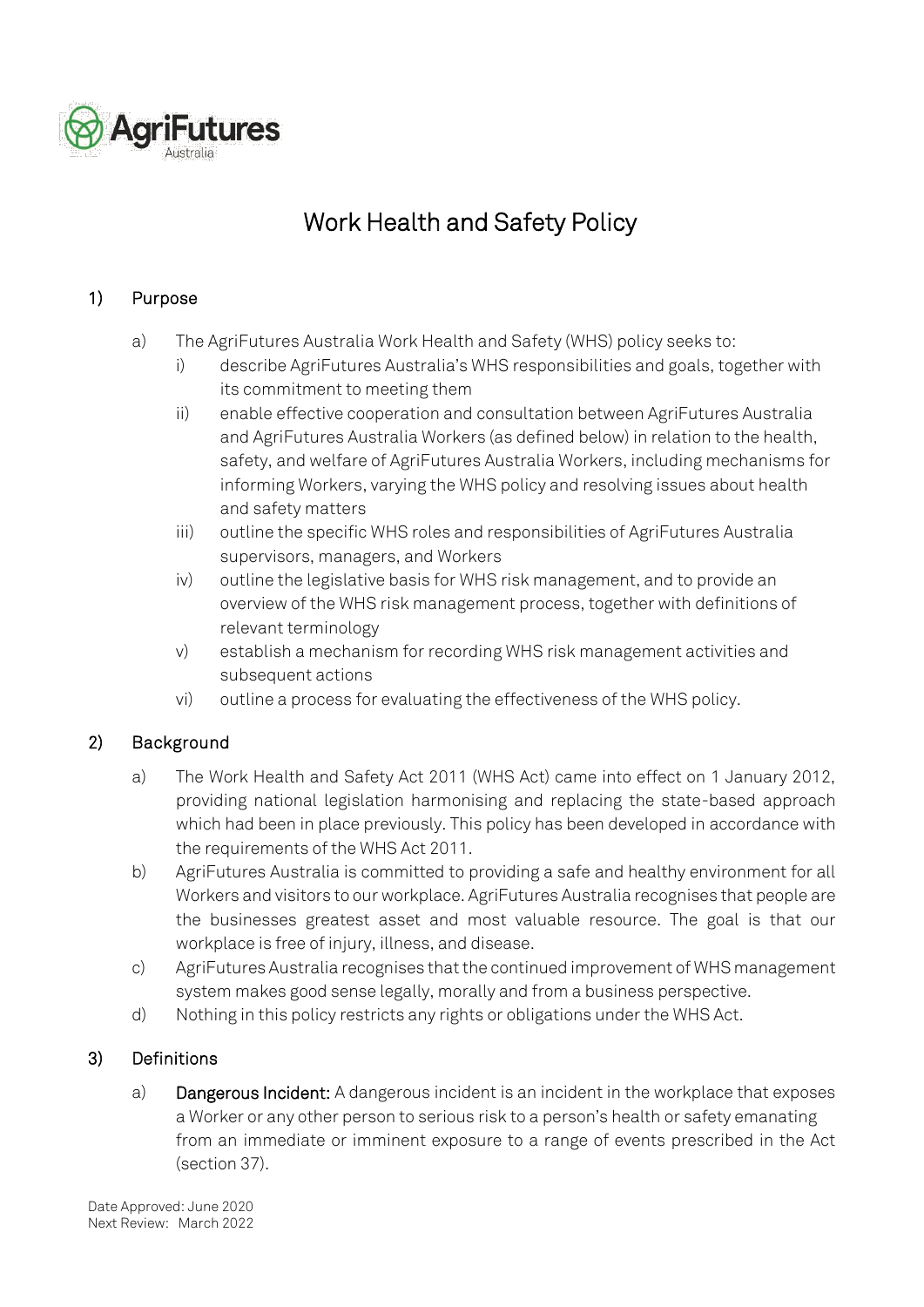# Work Health and Safety Policy

## 1) Purpose

a) The AgriFutures Australia Work Health and Safety (WHS) policy seeks to:

   i) describe AgriFutures Australia's WHS responsibilities and goals, together with its commitment to meeting them

   ii) enable effective cooperation and consultation between AgriFutures Australia and AgriFutures Australia Workers (as defined below) in relation to the health, safety, and welfare of AgriFutures Australia Workers, including mechanisms for informing Workers, varying the WHS policy and resolving issues about health and safety matters

   iii) outline the specific WHS roles and responsibilities of AgriFutures Australia supervisors, managers, and Workers

   iv) outline the legislative basis for WHS risk management, and to provide an overview of the WHS risk management process, together with definitions of relevant terminology

   v) establish a mechanism for recording WHS risk management activities and subsequent actions

   vi) outline a process for evaluating the effectiveness of the WHS policy.

## 2) Background

a) The Work Health and Safety Act 2011 (WHS Act) came into effect on 1 January 2012, providing national legislation harmonising and replacing the state-based approach which had been in place previously. This policy has been developed in accordance with the requirements of the WHS Act 2011.

b) AgriFutures Australia is committed to providing a safe and healthy environment for all Workers and visitors to our workplace. AgriFutures Australia recognises that people are the businesses greatest asset and most valuable resource. The goal is that our workplace is free of injury, illness, and disease.

c) AgriFutures Australia recognises that the continued improvement of WHS management system makes good sense legally, morally and from a business perspective.

d) Nothing in this policy restricts any rights or obligations under the WHS Act.

## 3) Definitions

a) **Dangerous Incident:** A dangerous incident is an incident in the workplace that exposes a Worker or any other person to serious risk to a person's health or safety emanating from an immediate or imminent exposure to a range of events prescribed in the Act (section 37).

Date Approved: June 2020
Next Review: March 2022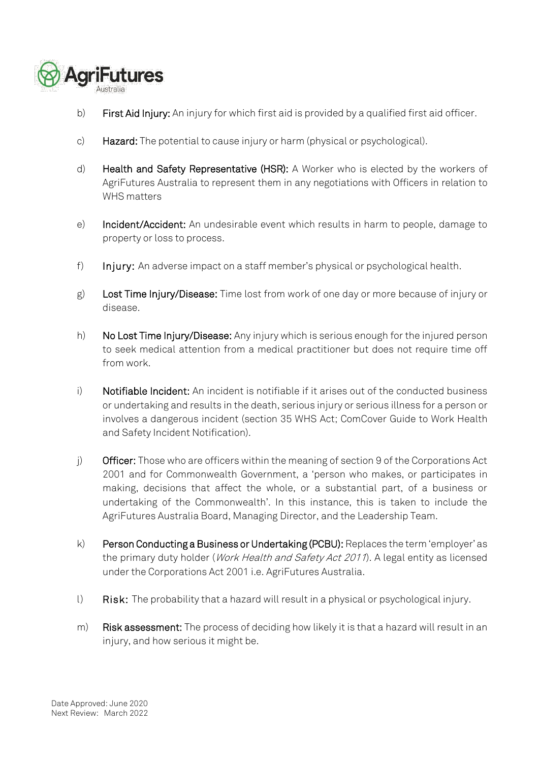b) **First Aid Injury:** An injury for which first aid is provided by a qualified first aid officer.

c) **Hazard:** The potential to cause injury or harm (physical or psychological).

d) **Health and Safety Representative (HSR):** A Worker who is elected by the workers of AgriFutures Australia to represent them in any negotiations with Officers in relation to WHS matters

e) **Incident/Accident:** An undesirable event which results in harm to people, damage to property or loss to process.

f) **Injury:** An adverse impact on a staff member's physical or psychological health.

g) **Lost Time Injury/Disease:** Time lost from work of one day or more because of injury or disease.

h) **No Lost Time Injury/Disease:** Any injury which is serious enough for the injured person to seek medical attention from a medical practitioner but does not require time off from work.

i) **Notifiable Incident:** An incident is notifiable if it arises out of the conducted business or undertaking and results in the death, serious injury or serious illness for a person or involves a dangerous incident (section 35 WHS Act; ComCover Guide to Work Health and Safety Incident Notification).

j) **Officer:** Those who are officers within the meaning of section 9 of the Corporations Act 2001 and for Commonwealth Government, a 'person who makes, or participates in making, decisions that affect the whole, or a substantial part, of a business or undertaking of the Commonwealth'. In this instance, this is taken to include the AgriFutures Australia Board, Managing Director, and the Leadership Team.

k) **Person Conducting a Business or Undertaking (PCBU):** Replaces the term 'employer' as the primary duty holder (*Work Health and Safety Act 2011*). A legal entity as licensed under the Corporations Act 2001 i.e. AgriFutures Australia.

l) **Risk:** The probability that a hazard will result in a physical or psychological injury.

m) **Risk assessment:** The process of deciding how likely it is that a hazard will result in an injury, and how serious it might be.

Date Approved: June 2020
Next Review: March 2022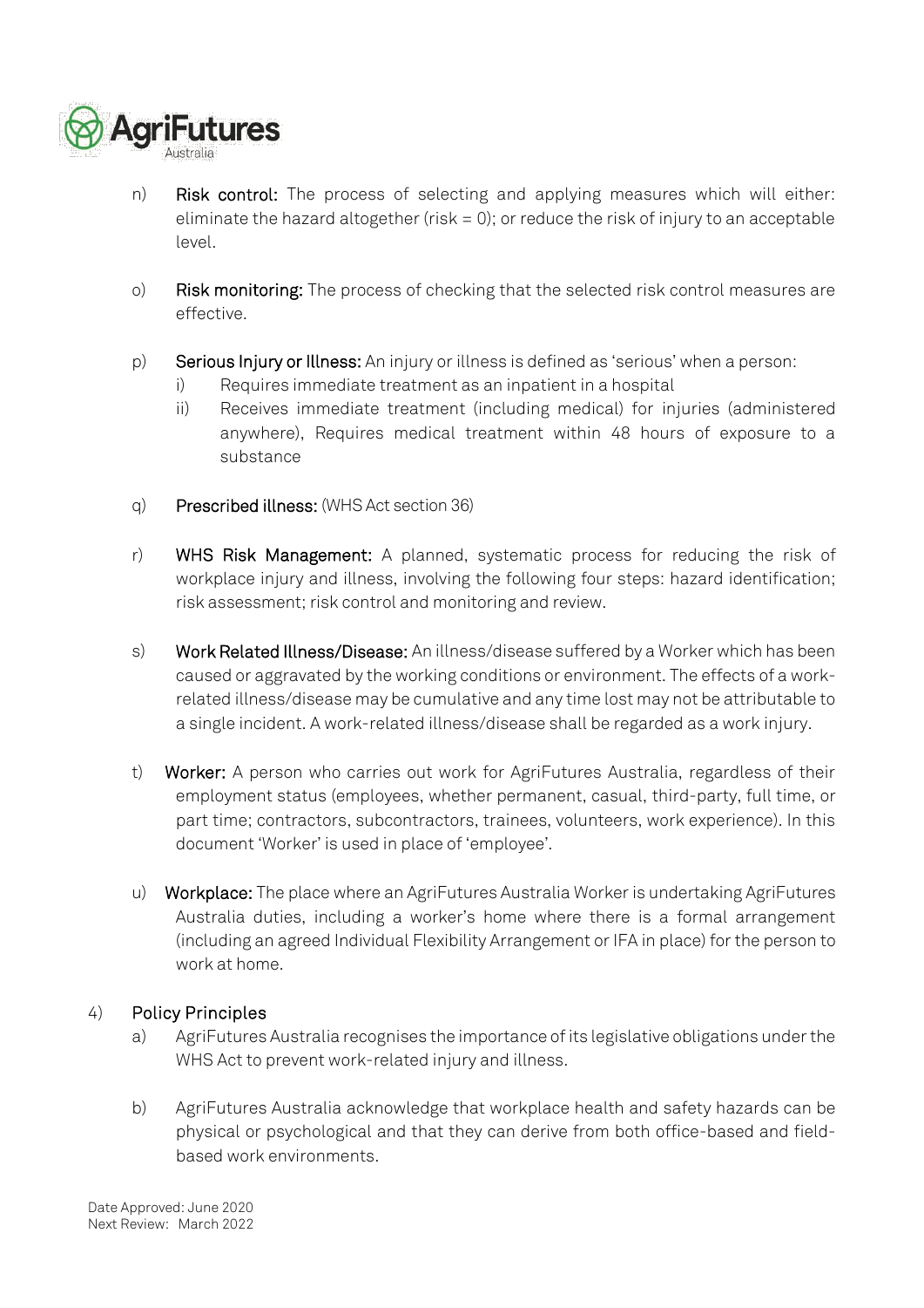n) **Risk control:** The process of selecting and applying measures which will either: eliminate the hazard altogether (risk = 0); or reduce the risk of injury to an acceptable level.

o) **Risk monitoring:** The process of checking that the selected risk control measures are effective.

p) **Serious Injury or Illness:** An injury or illness is defined as 'serious' when a person:
   i) Requires immediate treatment as an inpatient in a hospital
   ii) Receives immediate treatment (including medical) for injuries (administered anywhere), Requires medical treatment within 48 hours of exposure to a substance

q) **Prescribed illness:** (WHS Act section 36)

r) **WHS Risk Management:** A planned, systematic process for reducing the risk of workplace injury and illness, involving the following four steps: hazard identification; risk assessment; risk control and monitoring and review.

s) **Work Related Illness/Disease:** An illness/disease suffered by a Worker which has been caused or aggravated by the working conditions or environment. The effects of a work-related illness/disease may be cumulative and any time lost may not be attributable to a single incident. A work-related illness/disease shall be regarded as a work injury.

t) **Worker:** A person who carries out work for AgriFutures Australia, regardless of their employment status (employees, whether permanent, casual, third-party, full time, or part time; contractors, subcontractors, trainees, volunteers, work experience). In this document 'Worker' is used in place of 'employee'.

u) **Workplace:** The place where an AgriFutures Australia Worker is undertaking AgriFutures Australia duties, including a worker's home where there is a formal arrangement (including an agreed Individual Flexibility Arrangement or IFA in place) for the person to work at home.

## 4) Policy Principles

a) AgriFutures Australia recognises the importance of its legislative obligations under the WHS Act to prevent work-related injury and illness.

b) AgriFutures Australia acknowledge that workplace health and safety hazards can be physical or psychological and that they can derive from both office-based and field-based work environments.

Date Approved: June 2020
Next Review: March 2022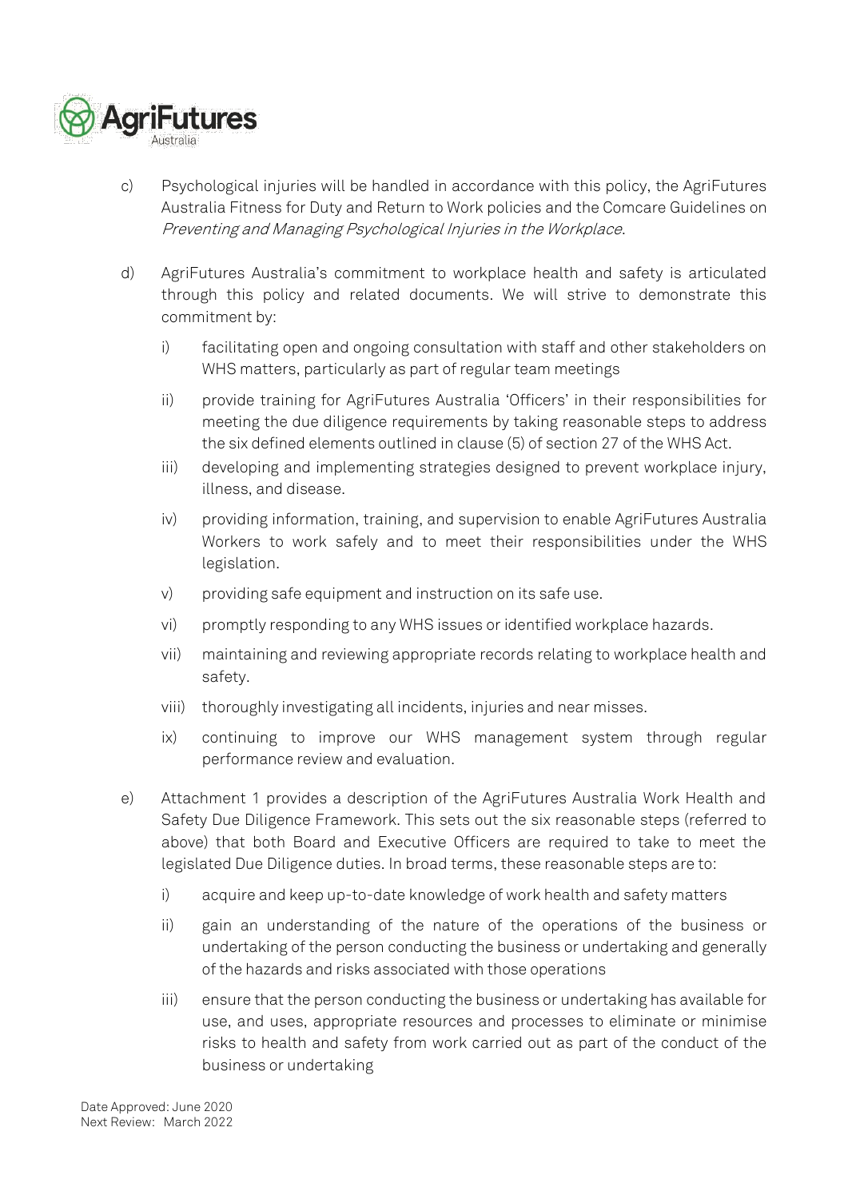c) Psychological injuries will be handled in accordance with this policy, the AgriFutures Australia Fitness for Duty and Return to Work policies and the Comcare Guidelines on *Preventing and Managing Psychological Injuries in the Workplace*.

d) AgriFutures Australia's commitment to workplace health and safety is articulated through this policy and related documents. We will strive to demonstrate this commitment by:

   i) facilitating open and ongoing consultation with staff and other stakeholders on WHS matters, particularly as part of regular team meetings

   ii) provide training for AgriFutures Australia 'Officers' in their responsibilities for meeting the due diligence requirements by taking reasonable steps to address the six defined elements outlined in clause (5) of section 27 of the WHS Act.

   iii) developing and implementing strategies designed to prevent workplace injury, illness, and disease.

   iv) providing information, training, and supervision to enable AgriFutures Australia Workers to work safely and to meet their responsibilities under the WHS legislation.

   v) providing safe equipment and instruction on its safe use.

   vi) promptly responding to any WHS issues or identified workplace hazards.

   vii) maintaining and reviewing appropriate records relating to workplace health and safety.

   viii) thoroughly investigating all incidents, injuries and near misses.

   ix) continuing to improve our WHS management system through regular performance review and evaluation.

e) Attachment 1 provides a description of the AgriFutures Australia Work Health and Safety Due Diligence Framework. This sets out the six reasonable steps (referred to above) that both Board and Executive Officers are required to take to meet the legislated Due Diligence duties. In broad terms, these reasonable steps are to:

   i) acquire and keep up-to-date knowledge of work health and safety matters

   ii) gain an understanding of the nature of the operations of the business or undertaking of the person conducting the business or undertaking and generally of the hazards and risks associated with those operations

   iii) ensure that the person conducting the business or undertaking has available for use, and uses, appropriate resources and processes to eliminate or minimise risks to health and safety from work carried out as part of the conduct of the business or undertaking

Date Approved: June 2020
Next Review: March 2022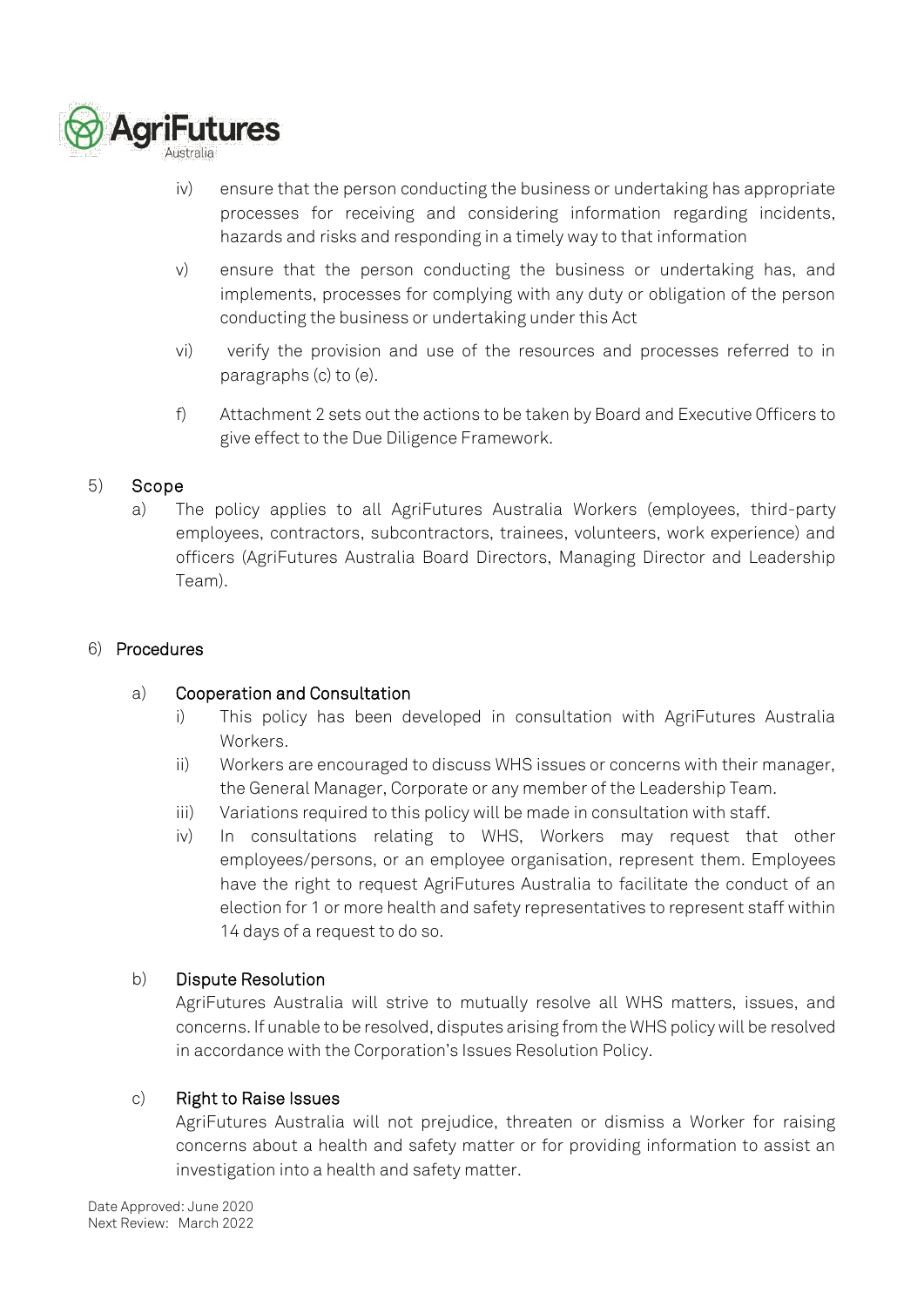iv) ensure that the person conducting the business or undertaking has appropriate processes for receiving and considering information regarding incidents, hazards and risks and responding in a timely way to that information

v) ensure that the person conducting the business or undertaking has, and implements, processes for complying with any duty or obligation of the person conducting the business or undertaking under this Act

vi) verify the provision and use of the resources and processes referred to in paragraphs (c) to (e).

f) Attachment 2 sets out the actions to be taken by Board and Executive Officers to give effect to the Due Diligence Framework.

## 5) Scope

a) The policy applies to all AgriFutures Australia Workers (employees, third-party employees, contractors, subcontractors, trainees, volunteers, work experience) and officers (AgriFutures Australia Board Directors, Managing Director and Leadership Team).

## 6) Procedures

### a) Cooperation and Consultation

i) This policy has been developed in consultation with AgriFutures Australia Workers.

ii) Workers are encouraged to discuss WHS issues or concerns with their manager, the General Manager, Corporate or any member of the Leadership Team.

iii) Variations required to this policy will be made in consultation with staff.

iv) In consultations relating to WHS, Workers may request that other employees/persons, or an employee organisation, represent them. Employees have the right to request AgriFutures Australia to facilitate the conduct of an election for 1 or more health and safety representatives to represent staff within 14 days of a request to do so.

### b) Dispute Resolution

AgriFutures Australia will strive to mutually resolve all WHS matters, issues, and concerns. If unable to be resolved, disputes arising from the WHS policy will be resolved in accordance with the Corporation's Issues Resolution Policy.

### c) Right to Raise Issues

AgriFutures Australia will not prejudice, threaten or dismiss a Worker for raising concerns about a health and safety matter or for providing information to assist an investigation into a health and safety matter.

Date Approved: June 2020
Next Review: March 2022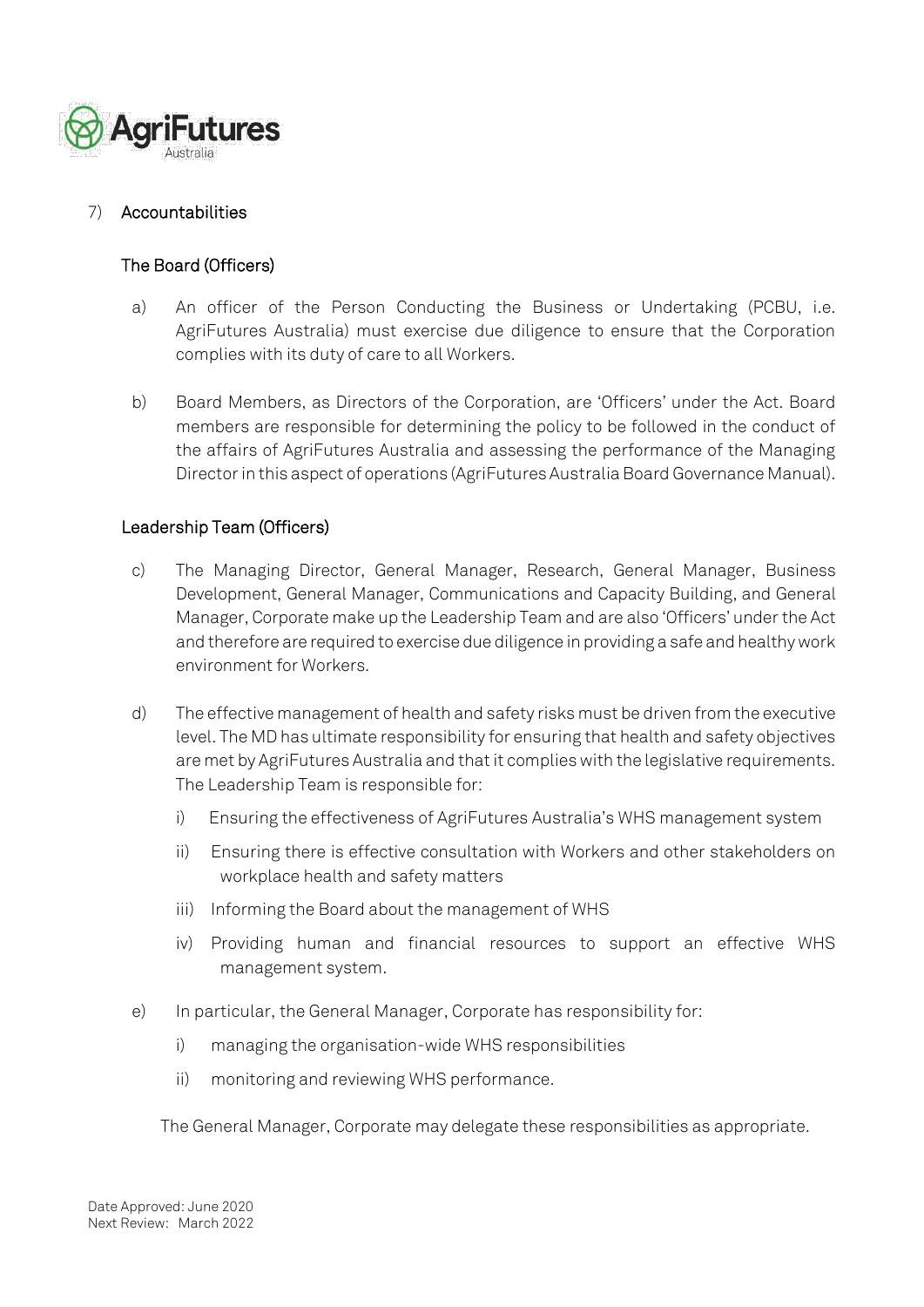## 7) Accountabilities

### The Board (Officers)

a) An officer of the Person Conducting the Business or Undertaking (PCBU, i.e. AgriFutures Australia) must exercise due diligence to ensure that the Corporation complies with its duty of care to all Workers.

b) Board Members, as Directors of the Corporation, are 'Officers' under the Act. Board members are responsible for determining the policy to be followed in the conduct of the affairs of AgriFutures Australia and assessing the performance of the Managing Director in this aspect of operations (AgriFutures Australia Board Governance Manual).

### Leadership Team (Officers)

c) The Managing Director, General Manager, Research, General Manager, Business Development, General Manager, Communications and Capacity Building, and General Manager, Corporate make up the Leadership Team and are also 'Officers' under the Act and therefore are required to exercise due diligence in providing a safe and healthy work environment for Workers.

d) The effective management of health and safety risks must be driven from the executive level. The MD has ultimate responsibility for ensuring that health and safety objectives are met by AgriFutures Australia and that it complies with the legislative requirements. The Leadership Team is responsible for:

   i) Ensuring the effectiveness of AgriFutures Australia's WHS management system

   ii) Ensuring there is effective consultation with Workers and other stakeholders on workplace health and safety matters

   iii) Informing the Board about the management of WHS

   iv) Providing human and financial resources to support an effective WHS management system.

e) In particular, the General Manager, Corporate has responsibility for:

   i) managing the organisation-wide WHS responsibilities

   ii) monitoring and reviewing WHS performance.

The General Manager, Corporate may delegate these responsibilities as appropriate.

Date Approved: June 2020
Next Review: March 2022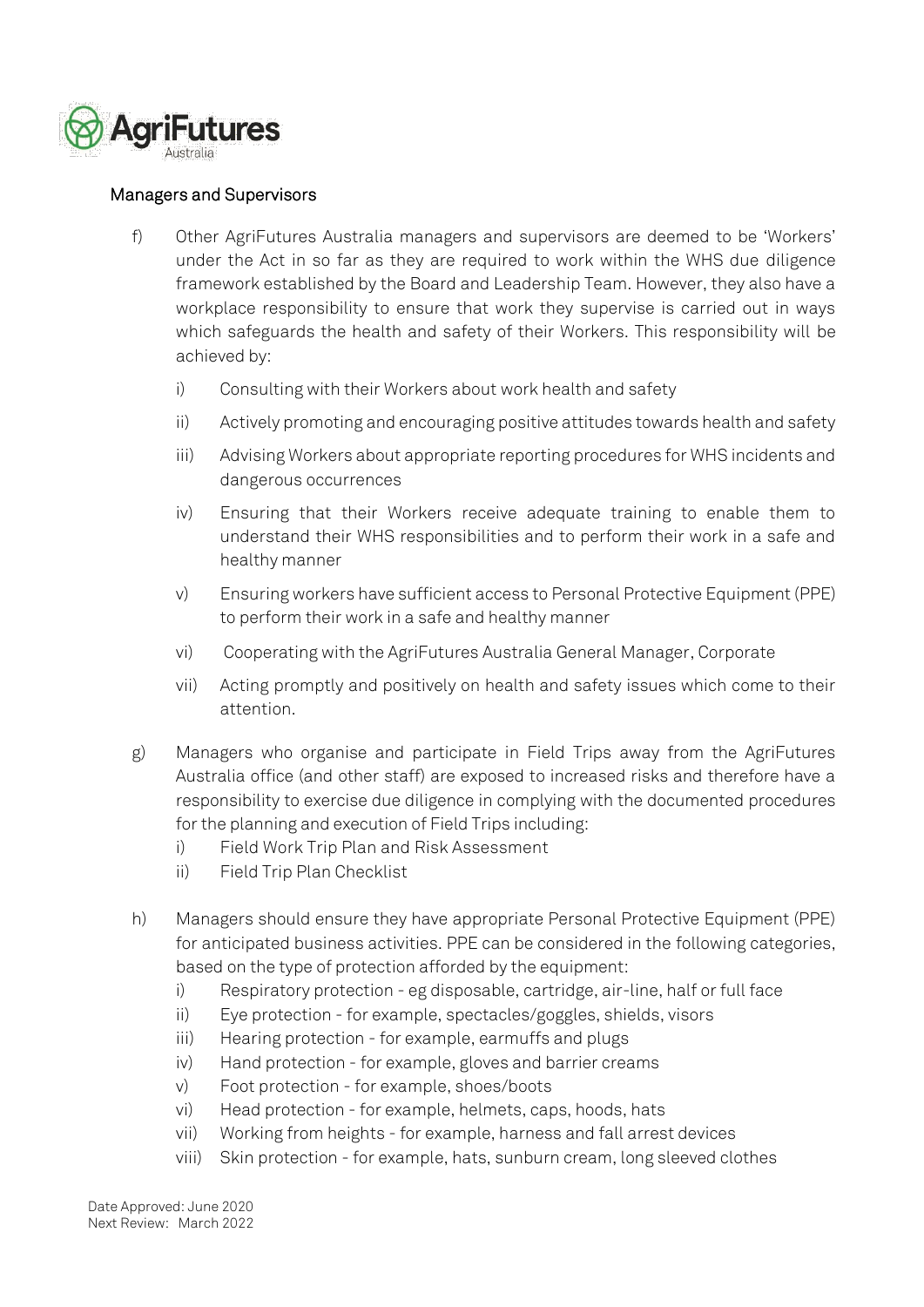## Managers and Supervisors

f) Other AgriFutures Australia managers and supervisors are deemed to be 'Workers' under the Act in so far as they are required to work within the WHS due diligence framework established by the Board and Leadership Team. However, they also have a workplace responsibility to ensure that work they supervise is carried out in ways which safeguards the health and safety of their Workers. This responsibility will be achieved by:

   i) Consulting with their Workers about work health and safety

   ii) Actively promoting and encouraging positive attitudes towards health and safety

   iii) Advising Workers about appropriate reporting procedures for WHS incidents and dangerous occurrences

   iv) Ensuring that their Workers receive adequate training to enable them to understand their WHS responsibilities and to perform their work in a safe and healthy manner

   v) Ensuring workers have sufficient access to Personal Protective Equipment (PPE) to perform their work in a safe and healthy manner

   vi) Cooperating with the AgriFutures Australia General Manager, Corporate

   vii) Acting promptly and positively on health and safety issues which come to their attention.

g) Managers who organise and participate in Field Trips away from the AgriFutures Australia office (and other staff) are exposed to increased risks and therefore have a responsibility to exercise due diligence in complying with the documented procedures for the planning and execution of Field Trips including:

   i) Field Work Trip Plan and Risk Assessment

   ii) Field Trip Plan Checklist

h) Managers should ensure they have appropriate Personal Protective Equipment (PPE) for anticipated business activities. PPE can be considered in the following categories, based on the type of protection afforded by the equipment:

   i) Respiratory protection - eg disposable, cartridge, air-line, half or full face

   ii) Eye protection - for example, spectacles/goggles, shields, visors

   iii) Hearing protection - for example, earmuffs and plugs

   iv) Hand protection - for example, gloves and barrier creams

   v) Foot protection - for example, shoes/boots

   vi) Head protection - for example, helmets, caps, hoods, hats

   vii) Working from heights - for example, harness and fall arrest devices

   viii) Skin protection - for example, hats, sunburn cream, long sleeved clothes

Date Approved: June 2020
Next Review: March 2022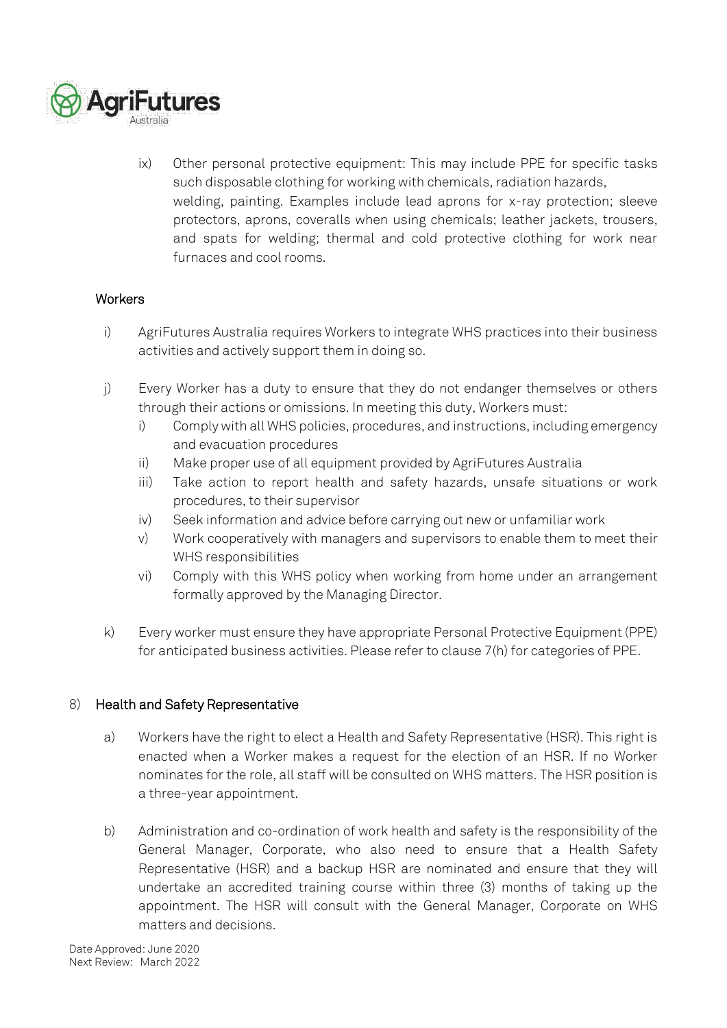ix) Other personal protective equipment: This may include PPE for specific tasks such disposable clothing for working with chemicals, radiation hazards, welding, painting. Examples include lead aprons for x-ray protection; sleeve protectors, aprons, coveralls when using chemicals; leather jackets, trousers, and spats for welding; thermal and cold protective clothing for work near furnaces and cool rooms.

### Workers

i) AgriFutures Australia requires Workers to integrate WHS practices into their business activities and actively support them in doing so.

j) Every Worker has a duty to ensure that they do not endanger themselves or others through their actions or omissions. In meeting this duty, Workers must:
   - i) Comply with all WHS policies, procedures, and instructions, including emergency and evacuation procedures
   - ii) Make proper use of all equipment provided by AgriFutures Australia
   - iii) Take action to report health and safety hazards, unsafe situations or work procedures, to their supervisor
   - iv) Seek information and advice before carrying out new or unfamiliar work
   - v) Work cooperatively with managers and supervisors to enable them to meet their WHS responsibilities
   - vi) Comply with this WHS policy when working from home under an arrangement formally approved by the Managing Director.

k) Every worker must ensure they have appropriate Personal Protective Equipment (PPE) for anticipated business activities. Please refer to clause 7(h) for categories of PPE.

## 8) Health and Safety Representative

a) Workers have the right to elect a Health and Safety Representative (HSR). This right is enacted when a Worker makes a request for the election of an HSR. If no Worker nominates for the role, all staff will be consulted on WHS matters. The HSR position is a three-year appointment.

b) Administration and co-ordination of work health and safety is the responsibility of the General Manager, Corporate, who also need to ensure that a Health Safety Representative (HSR) and a backup HSR are nominated and ensure that they will undertake an accredited training course within three (3) months of taking up the appointment. The HSR will consult with the General Manager, Corporate on WHS matters and decisions.

Date Approved: June 2020
Next Review: March 2022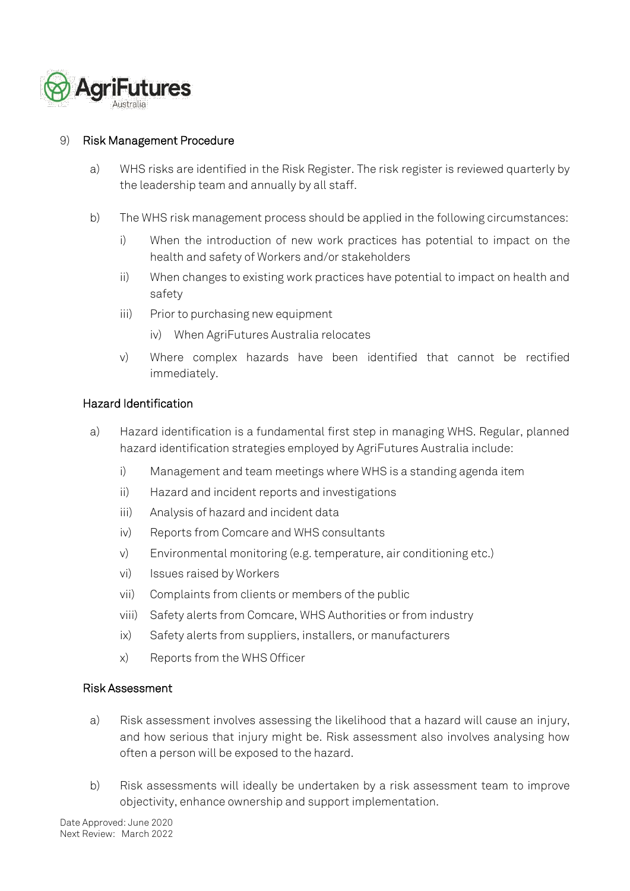## 9) Risk Management Procedure

a) WHS risks are identified in the Risk Register. The risk register is reviewed quarterly by the leadership team and annually by all staff.

b) The WHS risk management process should be applied in the following circumstances:

   i) When the introduction of new work practices has potential to impact on the health and safety of Workers and/or stakeholders

   ii) When changes to existing work practices have potential to impact on health and safety

   iii) Prior to purchasing new equipment

   iv) When AgriFutures Australia relocates

   v) Where complex hazards have been identified that cannot be rectified immediately.

### Hazard Identification

a) Hazard identification is a fundamental first step in managing WHS. Regular, planned hazard identification strategies employed by AgriFutures Australia include:

   i) Management and team meetings where WHS is a standing agenda item

   ii) Hazard and incident reports and investigations

   iii) Analysis of hazard and incident data

   iv) Reports from Comcare and WHS consultants

   v) Environmental monitoring (e.g. temperature, air conditioning etc.)

   vi) Issues raised by Workers

   vii) Complaints from clients or members of the public

   viii) Safety alerts from Comcare, WHS Authorities or from industry

   ix) Safety alerts from suppliers, installers, or manufacturers

   x) Reports from the WHS Officer

### Risk Assessment

a) Risk assessment involves assessing the likelihood that a hazard will cause an injury, and how serious that injury might be. Risk assessment also involves analysing how often a person will be exposed to the hazard.

b) Risk assessments will ideally be undertaken by a risk assessment team to improve objectivity, enhance ownership and support implementation.

Date Approved: June 2020
Next Review: March 2022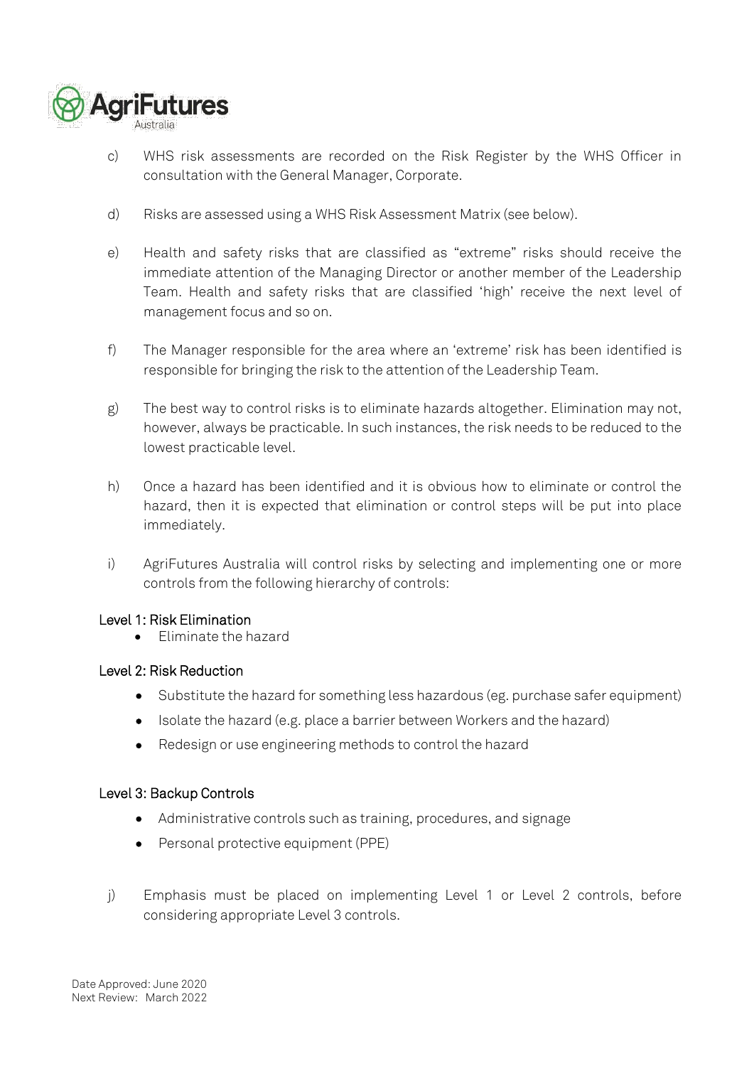c) WHS risk assessments are recorded on the Risk Register by the WHS Officer in consultation with the General Manager, Corporate.

d) Risks are assessed using a WHS Risk Assessment Matrix (see below).

e) Health and safety risks that are classified as "extreme" risks should receive the immediate attention of the Managing Director or another member of the Leadership Team. Health and safety risks that are classified 'high' receive the next level of management focus and so on.

f) The Manager responsible for the area where an 'extreme' risk has been identified is responsible for bringing the risk to the attention of the Leadership Team.

g) The best way to control risks is to eliminate hazards altogether. Elimination may not, however, always be practicable. In such instances, the risk needs to be reduced to the lowest practicable level.

h) Once a hazard has been identified and it is obvious how to eliminate or control the hazard, then it is expected that elimination or control steps will be put into place immediately.

i) AgriFutures Australia will control risks by selecting and implementing one or more controls from the following hierarchy of controls:

#### Level 1: Risk Elimination

- Eliminate the hazard

#### Level 2: Risk Reduction

- Substitute the hazard for something less hazardous (eg. purchase safer equipment)
- Isolate the hazard (e.g. place a barrier between Workers and the hazard)
- Redesign or use engineering methods to control the hazard

#### Level 3: Backup Controls

- Administrative controls such as training, procedures, and signage
- Personal protective equipment (PPE)

j) Emphasis must be placed on implementing Level 1 or Level 2 controls, before considering appropriate Level 3 controls.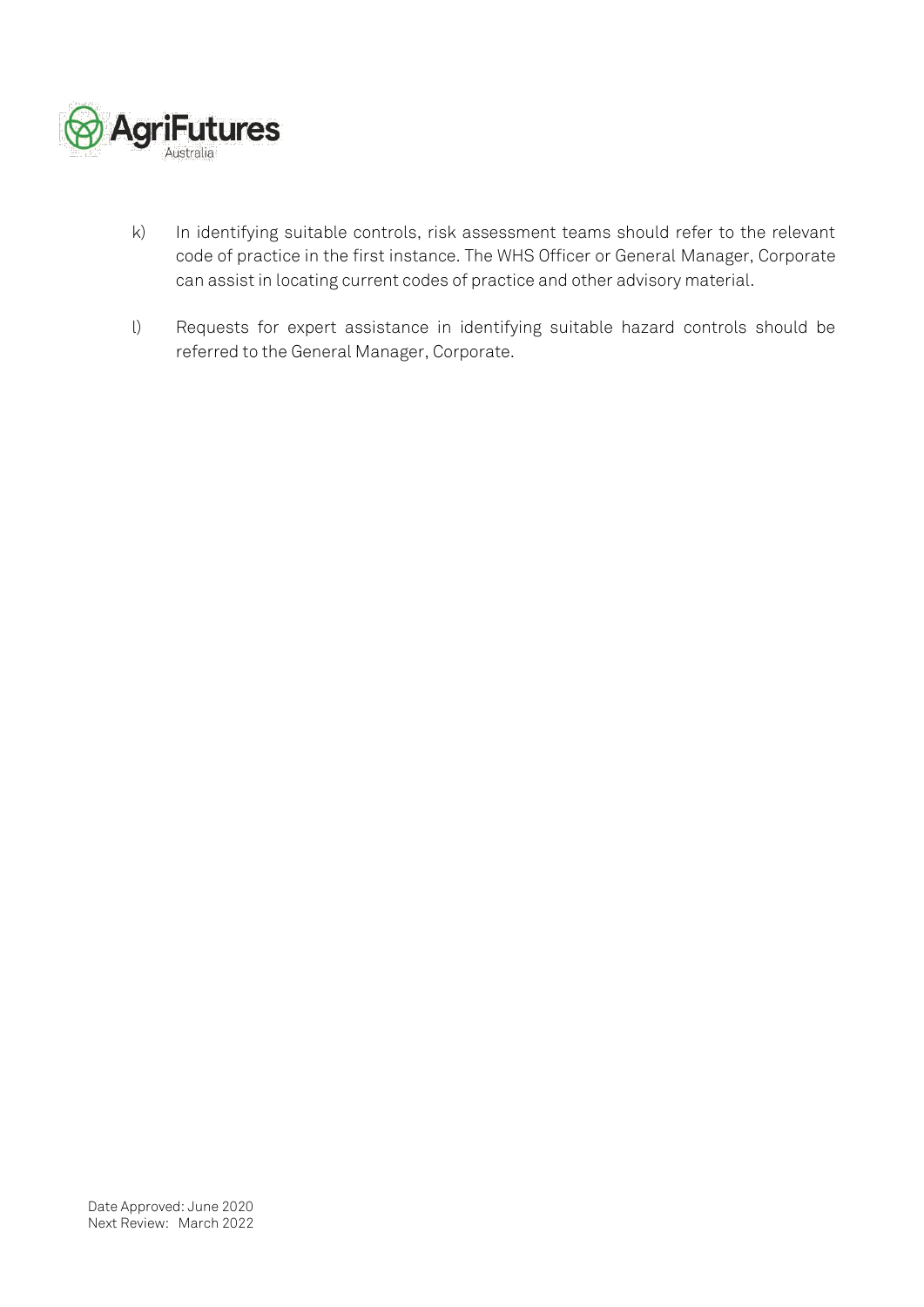k) In identifying suitable controls, risk assessment teams should refer to the relevant code of practice in the first instance. The WHS Officer or General Manager, Corporate can assist in locating current codes of practice and other advisory material.

l) Requests for expert assistance in identifying suitable hazard controls should be referred to the General Manager, Corporate.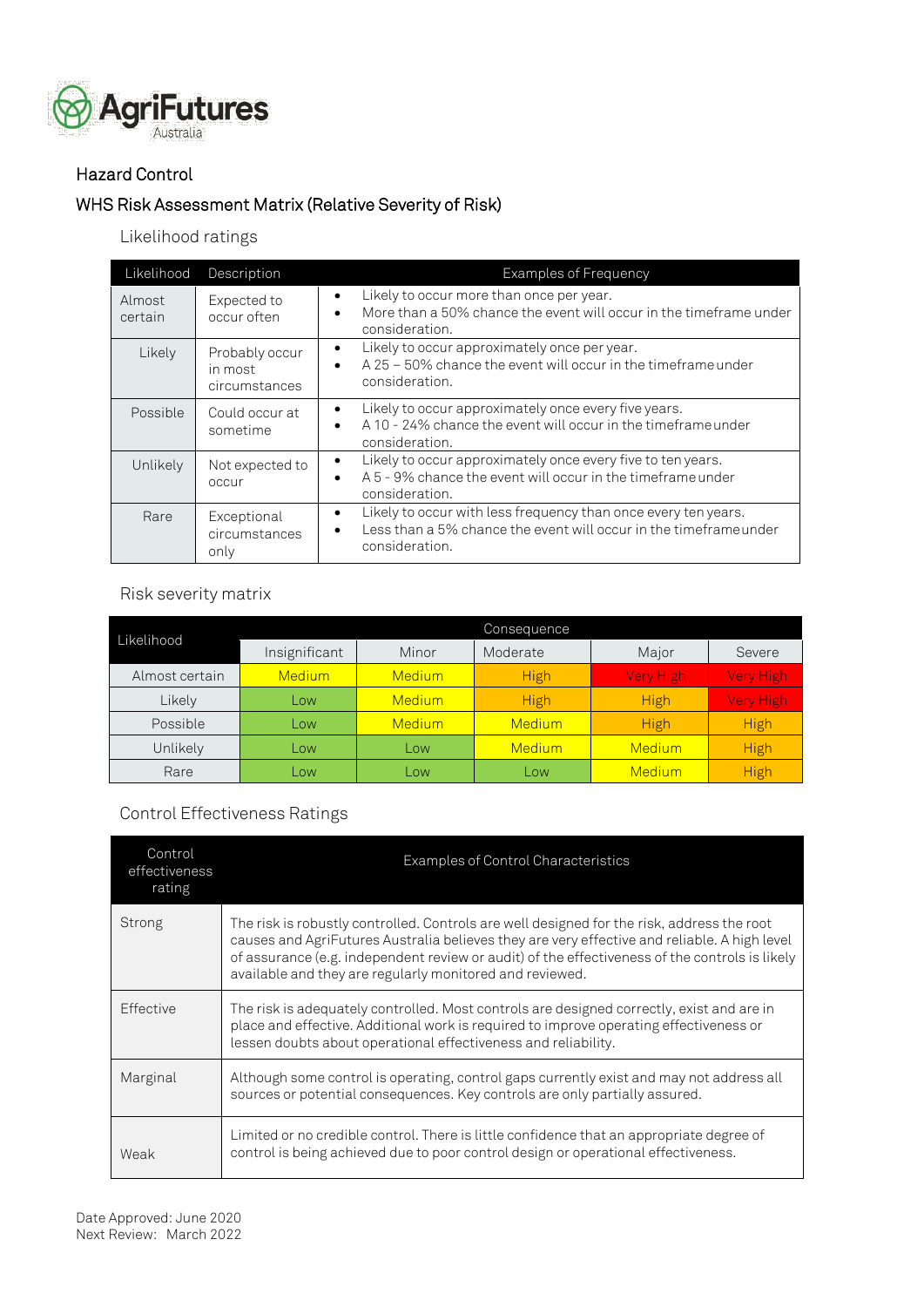## Hazard Control

## WHS Risk Assessment Matrix (Relative Severity of Risk)

### Likelihood ratings

| Likelihood | Description | Examples of Frequency |
|---|---|---|
| Almost certain | Expected to occur often | • Likely to occur more than once per year.<br>• More than a 50% chance the event will occur in the timeframe under consideration. |
| Likely | Probably occur in most circumstances | • Likely to occur approximately once per year.<br>• A 25 – 50% chance the event will occur in the timeframe under consideration. |
| Possible | Could occur at sometime | • Likely to occur approximately once every five years.<br>• A 10 - 24% chance the event will occur in the timeframe under consideration. |
| Unlikely | Not expected to occur | • Likely to occur approximately once every five to ten years.<br>• A 5 - 9% chance the event will occur in the timeframe under consideration. |
| Rare | Exceptional circumstances only | • Likely to occur with less frequency than once every ten years.<br>• Less than a 5% chance the event will occur in the timeframe under consideration. |

### Risk severity matrix

| Likelihood | Consequence | | | | |
|---|---|---|---|---|---|
| | Insignificant | Minor | Moderate | Major | Severe |
| Almost certain | Medium | Medium | High | Very High | Very High |
| Likely | Low | Medium | High | High | Very High |
| Possible | Low | Medium | Medium | High | High |
| Unlikely | Low | Low | Medium | Medium | High |
| Rare | Low | Low | Low | Medium | High |

### Control Effectiveness Ratings

| Control effectiveness rating | Examples of Control Characteristics |
|---|---|
| Strong | The risk is robustly controlled. Controls are well designed for the risk, address the root causes and AgriFutures Australia believes they are very effective and reliable. A high level of assurance (e.g. independent review or audit) of the effectiveness of the controls is likely available and they are regularly monitored and reviewed. |
| Effective | The risk is adequately controlled. Most controls are designed correctly, exist and are in place and effective. Additional work is required to improve operating effectiveness or lessen doubts about operational effectiveness and reliability. |
| Marginal | Although some control is operating, control gaps currently exist and may not address all sources or potential consequences. Key controls are only partially assured. |
| Weak | Limited or no credible control. There is little confidence that an appropriate degree of control is being achieved due to poor control design or operational effectiveness. |

Date Approved: June 2020
Next Review: March 2022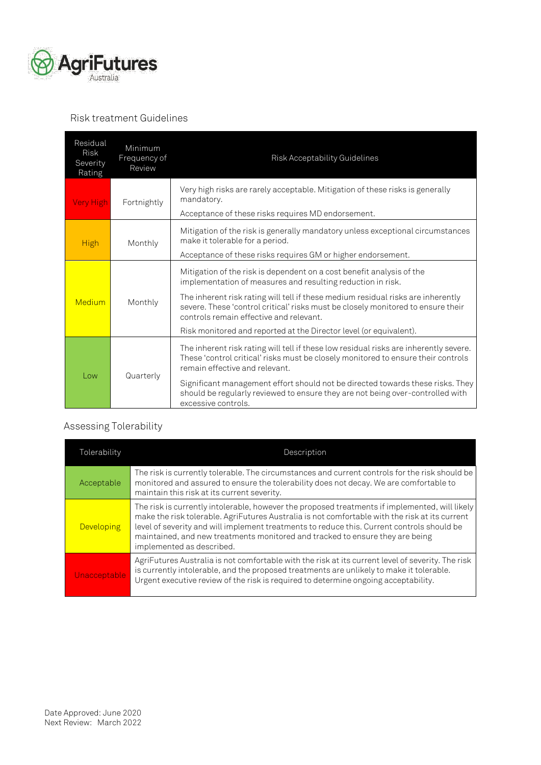## Risk treatment Guidelines

| Residual Risk Severity Rating | Minimum Frequency of Review | Risk Acceptability Guidelines |
|---|---|---|
| Very High | Fortnightly | Very high risks are rarely acceptable. Mitigation of these risks is generally mandatory.<br><br>Acceptance of these risks requires MD endorsement. |
| High | Monthly | Mitigation of the risk is generally mandatory unless exceptional circumstances make it tolerable for a period.<br><br>Acceptance of these risks requires GM or higher endorsement. |
| Medium | Monthly | Mitigation of the risk is dependent on a cost benefit analysis of the implementation of measures and resulting reduction in risk.<br><br>The inherent risk rating will tell if these medium residual risks are inherently severe. These 'control critical' risks must be closely monitored to ensure their controls remain effective and relevant.<br><br>Risk monitored and reported at the Director level (or equivalent). |
| Low | Quarterly | The inherent risk rating will tell if these low residual risks are inherently severe. These 'control critical' risks must be closely monitored to ensure their controls remain effective and relevant.<br><br>Significant management effort should not be directed towards these risks. They should be regularly reviewed to ensure they are not being over-controlled with excessive controls. |

## Assessing Tolerability

| Tolerability | Description |
|---|---|
| Acceptable | The risk is currently tolerable. The circumstances and current controls for the risk should be monitored and assured to ensure the tolerability does not decay. We are comfortable to maintain this risk at its current severity. |
| Developing | The risk is currently intolerable, however the proposed treatments if implemented, will likely make the risk tolerable. AgriFutures Australia is not comfortable with the risk at its current level of severity and will implement treatments to reduce this. Current controls should be maintained, and new treatments monitored and tracked to ensure they are being implemented as described. |
| Unacceptable | AgriFutures Australia is not comfortable with the risk at its current level of severity. The risk is currently intolerable, and the proposed treatments are unlikely to make it tolerable. Urgent executive review of the risk is required to determine ongoing acceptability. |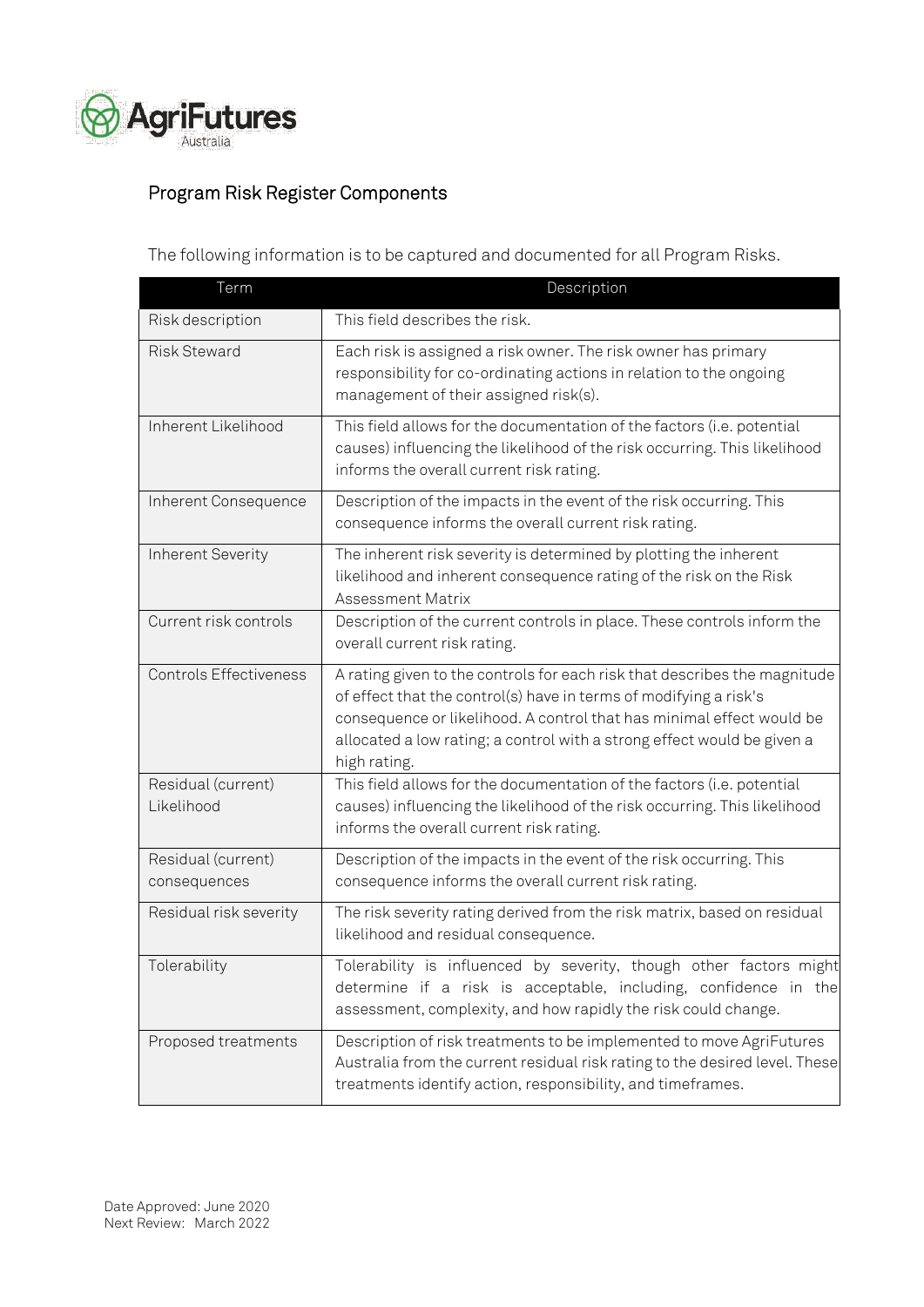## Program Risk Register Components

The following information is to be captured and documented for all Program Risks.

| Term | Description |
|---|---|
| Risk description | This field describes the risk. |
| Risk Steward | Each risk is assigned a risk owner. The risk owner has primary responsibility for co-ordinating actions in relation to the ongoing management of their assigned risk(s). |
| Inherent Likelihood | This field allows for the documentation of the factors (i.e. potential causes) influencing the likelihood of the risk occurring. This likelihood informs the overall current risk rating. |
| Inherent Consequence | Description of the impacts in the event of the risk occurring. This consequence informs the overall current risk rating. |
| Inherent Severity | The inherent risk severity is determined by plotting the inherent likelihood and inherent consequence rating of the risk on the Risk Assessment Matrix |
| Current risk controls | Description of the current controls in place. These controls inform the overall current risk rating. |
| Controls Effectiveness | A rating given to the controls for each risk that describes the magnitude of effect that the control(s) have in terms of modifying a risk's consequence or likelihood. A control that has minimal effect would be allocated a low rating; a control with a strong effect would be given a high rating. |
| Residual (current) Likelihood | This field allows for the documentation of the factors (i.e. potential causes) influencing the likelihood of the risk occurring. This likelihood informs the overall current risk rating. |
| Residual (current) consequences | Description of the impacts in the event of the risk occurring. This consequence informs the overall current risk rating. |
| Residual risk severity | The risk severity rating derived from the risk matrix, based on residual likelihood and residual consequence. |
| Tolerability | Tolerability is influenced by severity, though other factors might determine if a risk is acceptable, including, confidence in the assessment, complexity, and how rapidly the risk could change. |
| Proposed treatments | Description of risk treatments to be implemented to move AgriFutures Australia from the current residual risk rating to the desired level. These treatments identify action, responsibility, and timeframes. |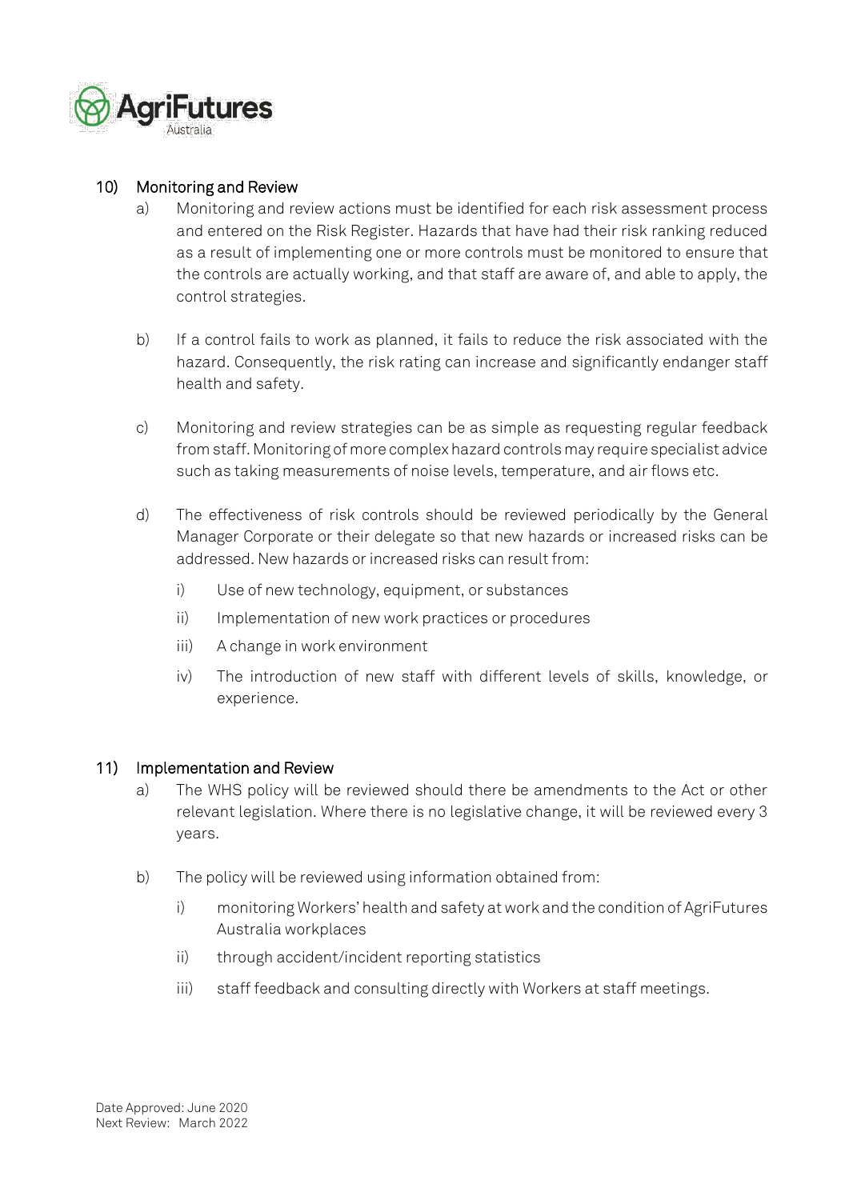## 10) Monitoring and Review

a) Monitoring and review actions must be identified for each risk assessment process and entered on the Risk Register. Hazards that have had their risk ranking reduced as a result of implementing one or more controls must be monitored to ensure that the controls are actually working, and that staff are aware of, and able to apply, the control strategies.

b) If a control fails to work as planned, it fails to reduce the risk associated with the hazard. Consequently, the risk rating can increase and significantly endanger staff health and safety.

c) Monitoring and review strategies can be as simple as requesting regular feedback from staff. Monitoring of more complex hazard controls may require specialist advice such as taking measurements of noise levels, temperature, and air flows etc.

d) The effectiveness of risk controls should be reviewed periodically by the General Manager Corporate or their delegate so that new hazards or increased risks can be addressed. New hazards or increased risks can result from:

   i) Use of new technology, equipment, or substances

   ii) Implementation of new work practices or procedures

   iii) A change in work environment

   iv) The introduction of new staff with different levels of skills, knowledge, or experience.

## 11) Implementation and Review

a) The WHS policy will be reviewed should there be amendments to the Act or other relevant legislation. Where there is no legislative change, it will be reviewed every 3 years.

b) The policy will be reviewed using information obtained from:

   i) monitoring Workers' health and safety at work and the condition of AgriFutures Australia workplaces

   ii) through accident/incident reporting statistics

   iii) staff feedback and consulting directly with Workers at staff meetings.

Date Approved: June 2020
Next Review: March 2022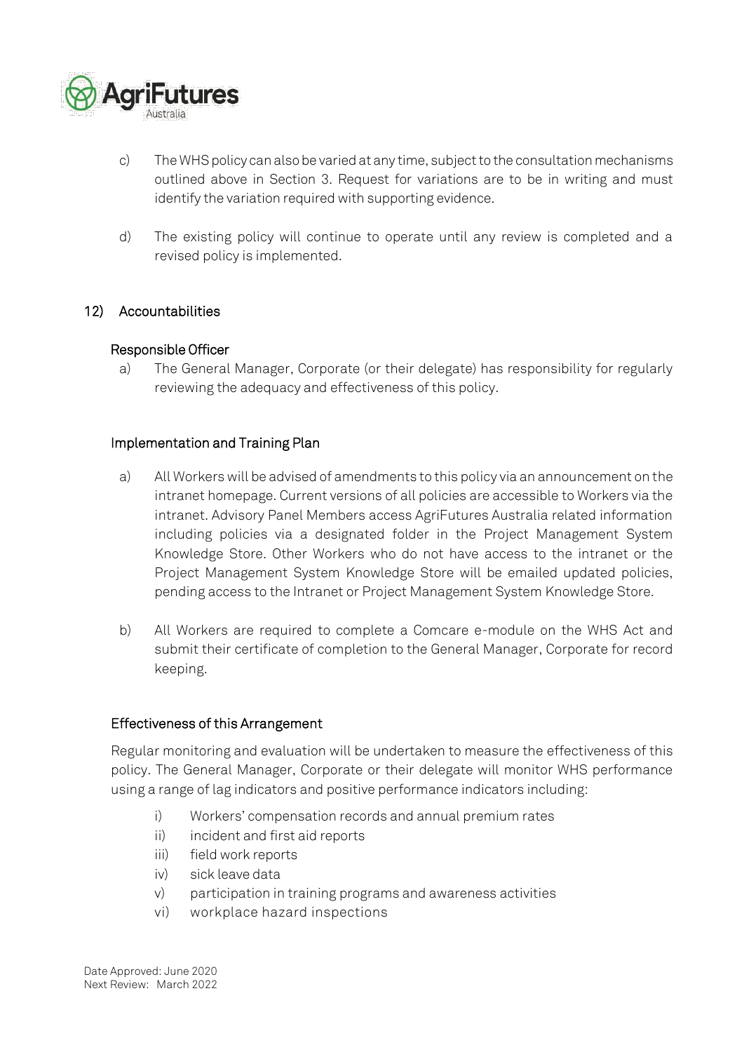c) The WHS policy can also be varied at any time, subject to the consultation mechanisms outlined above in Section 3. Request for variations are to be in writing and must identify the variation required with supporting evidence.

d) The existing policy will continue to operate until any review is completed and a revised policy is implemented.

## 12) Accountabilities

### Responsible Officer

a) The General Manager, Corporate (or their delegate) has responsibility for regularly reviewing the adequacy and effectiveness of this policy.

### Implementation and Training Plan

a) All Workers will be advised of amendments to this policy via an announcement on the intranet homepage. Current versions of all policies are accessible to Workers via the intranet. Advisory Panel Members access AgriFutures Australia related information including policies via a designated folder in the Project Management System Knowledge Store. Other Workers who do not have access to the intranet or the Project Management System Knowledge Store will be emailed updated policies, pending access to the Intranet or Project Management System Knowledge Store.

b) All Workers are required to complete a Comcare e-module on the WHS Act and submit their certificate of completion to the General Manager, Corporate for record keeping.

### Effectiveness of this Arrangement

Regular monitoring and evaluation will be undertaken to measure the effectiveness of this policy. The General Manager, Corporate or their delegate will monitor WHS performance using a range of lag indicators and positive performance indicators including:

i) Workers' compensation records and annual premium rates
ii) incident and first aid reports
iii) field work reports
iv) sick leave data
v) participation in training programs and awareness activities
vi) workplace hazard inspections

Date Approved: June 2020
Next Review: March 2022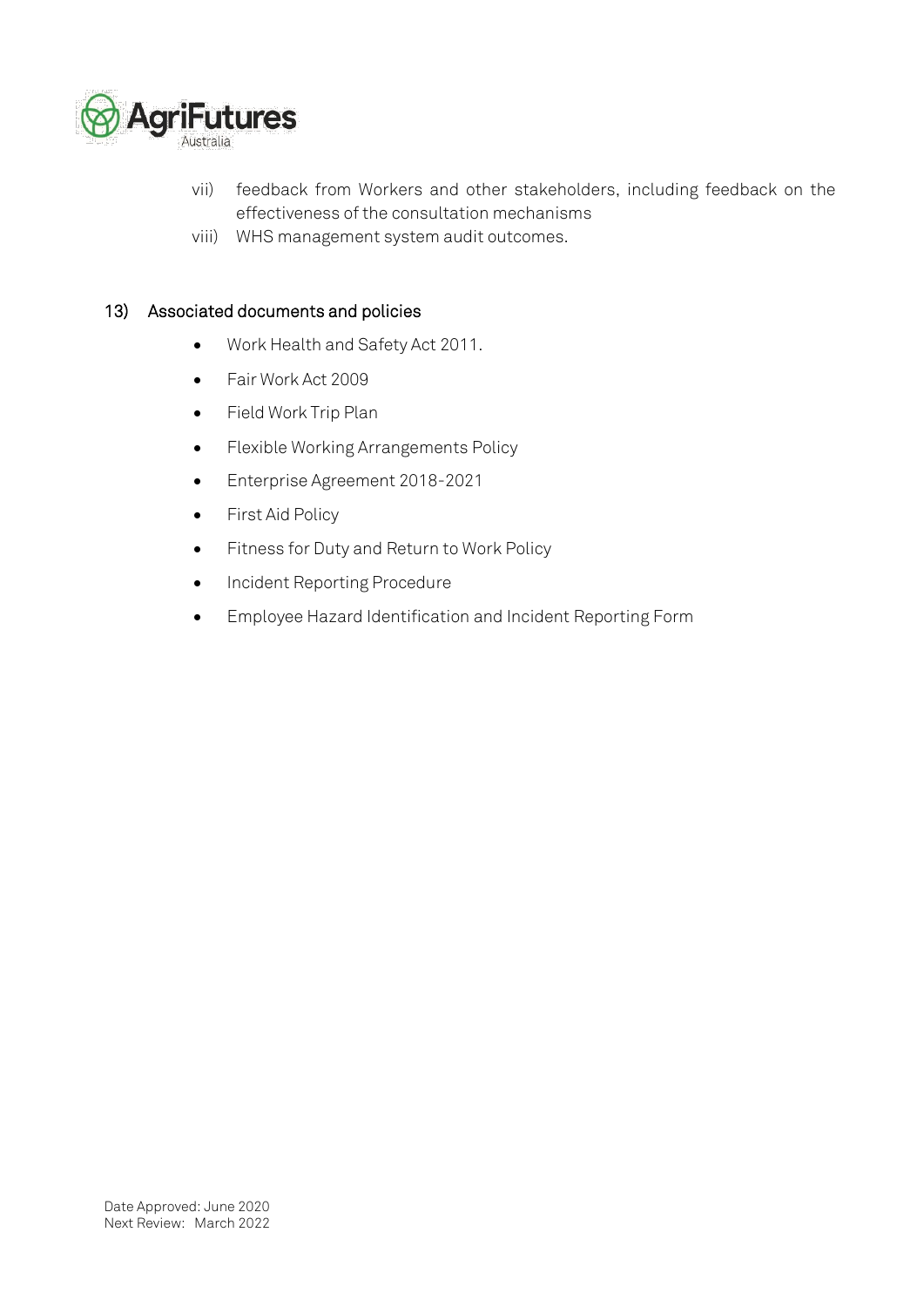vii) feedback from Workers and other stakeholders, including feedback on the effectiveness of the consultation mechanisms

viii) WHS management system audit outcomes.

## 13) Associated documents and policies

- Work Health and Safety Act 2011.
- Fair Work Act 2009
- Field Work Trip Plan
- Flexible Working Arrangements Policy
- Enterprise Agreement 2018-2021
- First Aid Policy
- Fitness for Duty and Return to Work Policy
- Incident Reporting Procedure
- Employee Hazard Identification and Incident Reporting Form

Date Approved: June 2020
Next Review: March 2022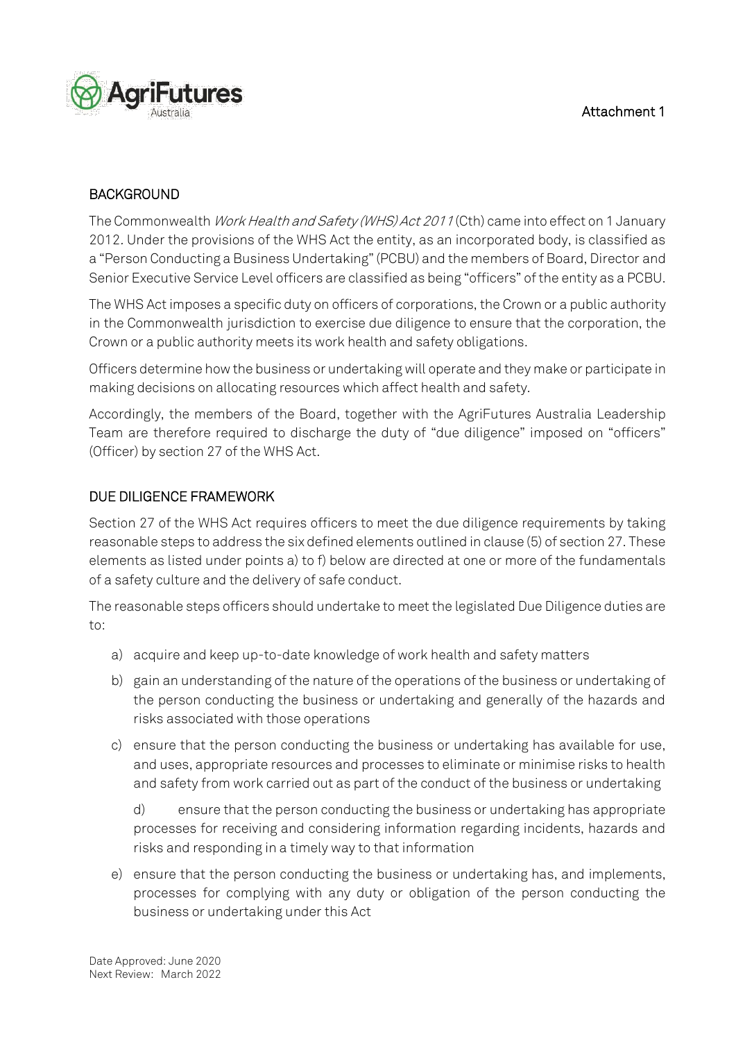Attachment 1

## BACKGROUND

The Commonwealth *Work Health and Safety (WHS) Act 2011* (Cth) came into effect on 1 January 2012. Under the provisions of the WHS Act the entity, as an incorporated body, is classified as a "Person Conducting a Business Undertaking" (PCBU) and the members of Board, Director and Senior Executive Service Level officers are classified as being "officers" of the entity as a PCBU.

The WHS Act imposes a specific duty on officers of corporations, the Crown or a public authority in the Commonwealth jurisdiction to exercise due diligence to ensure that the corporation, the Crown or a public authority meets its work health and safety obligations.

Officers determine how the business or undertaking will operate and they make or participate in making decisions on allocating resources which affect health and safety.

Accordingly, the members of the Board, together with the AgriFutures Australia Leadership Team are therefore required to discharge the duty of "due diligence" imposed on "officers" (Officer) by section 27 of the WHS Act.

## DUE DILIGENCE FRAMEWORK

Section 27 of the WHS Act requires officers to meet the due diligence requirements by taking reasonable steps to address the six defined elements outlined in clause (5) of section 27. These elements as listed under points a) to f) below are directed at one or more of the fundamentals of a safety culture and the delivery of safe conduct.

The reasonable steps officers should undertake to meet the legislated Due Diligence duties are to:

a) acquire and keep up-to-date knowledge of work health and safety matters

b) gain an understanding of the nature of the operations of the business or undertaking of the person conducting the business or undertaking and generally of the hazards and risks associated with those operations

c) ensure that the person conducting the business or undertaking has available for use, and uses, appropriate resources and processes to eliminate or minimise risks to health and safety from work carried out as part of the conduct of the business or undertaking

d) ensure that the person conducting the business or undertaking has appropriate processes for receiving and considering information regarding incidents, hazards and risks and responding in a timely way to that information

e) ensure that the person conducting the business or undertaking has, and implements, processes for complying with any duty or obligation of the person conducting the business or undertaking under this Act

Date Approved: June 2020
Next Review: March 2022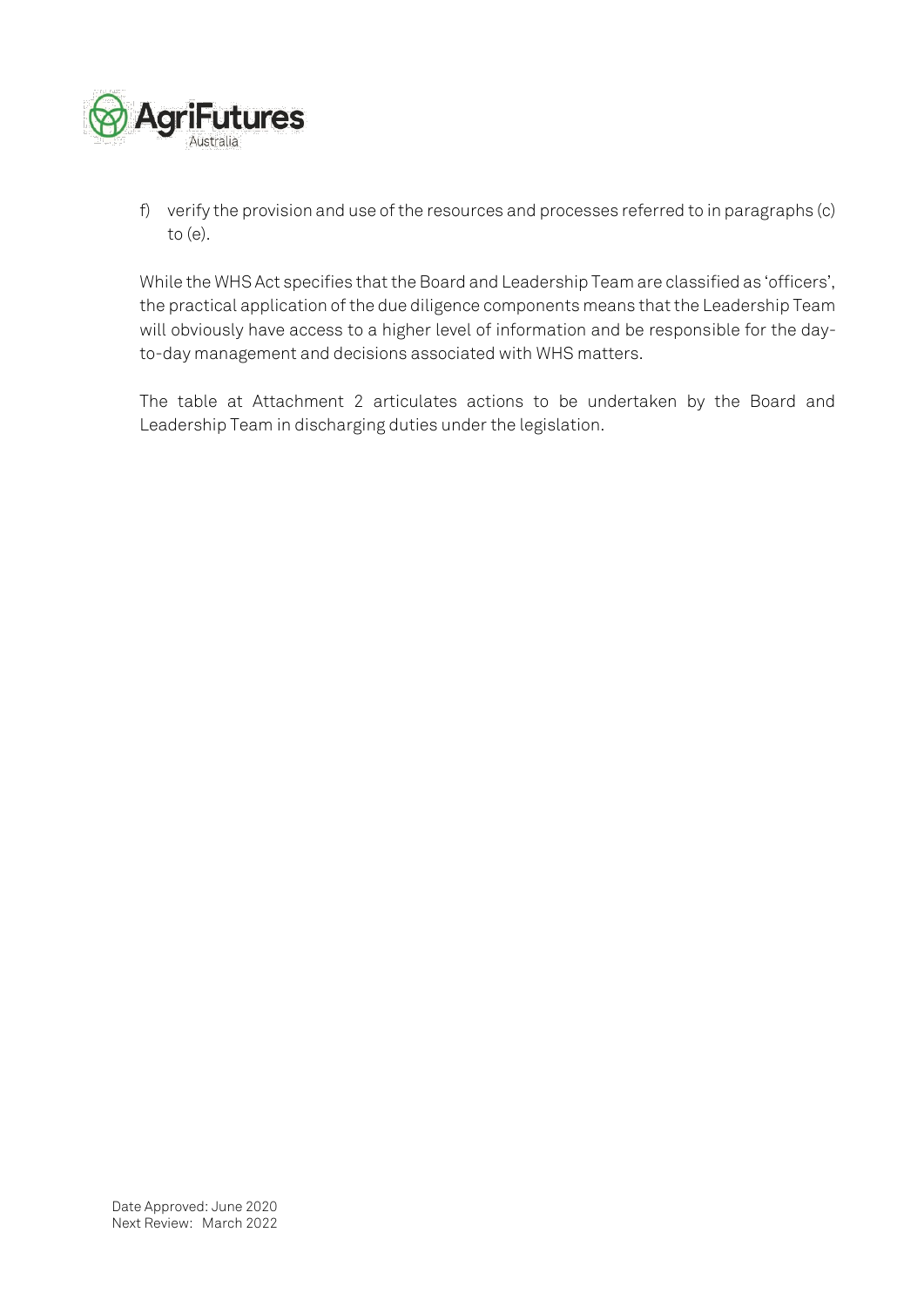f) verify the provision and use of the resources and processes referred to in paragraphs (c) to (e).

While the WHS Act specifies that the Board and Leadership Team are classified as 'officers', the practical application of the due diligence components means that the Leadership Team will obviously have access to a higher level of information and be responsible for the day-to-day management and decisions associated with WHS matters.

The table at Attachment 2 articulates actions to be undertaken by the Board and Leadership Team in discharging duties under the legislation.

Date Approved: June 2020
Next Review: March 2022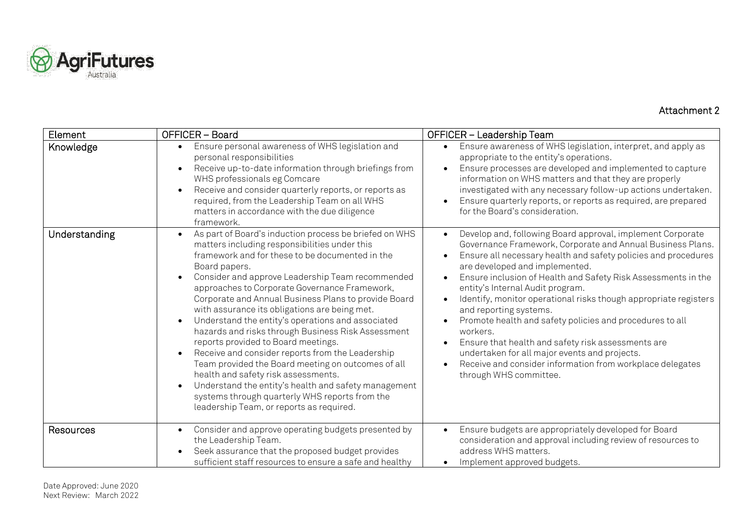Attachment 2

| Element | OFFICER – Board | OFFICER – Leadership Team |
|---|---|---|
| Knowledge | • Ensure personal awareness of WHS legislation and personal responsibilities<br>• Receive up-to-date information through briefings from WHS professionals eg Comcare<br>• Receive and consider quarterly reports, or reports as required, from the Leadership Team on all WHS matters in accordance with the due diligence framework. | • Ensure awareness of WHS legislation, interpret, and apply as appropriate to the entity's operations.<br>• Ensure processes are developed and implemented to capture information on WHS matters and that they are properly investigated with any necessary follow-up actions undertaken.<br>• Ensure quarterly reports, or reports as required, are prepared for the Board's consideration. |
| Understanding | • As part of Board's induction process be briefed on WHS matters including responsibilities under this framework and for these to be documented in the Board papers.<br>• Consider and approve Leadership Team recommended approaches to Corporate Governance Framework, Corporate and Annual Business Plans to provide Board with assurance its obligations are being met.<br>• Understand the entity's operations and associated hazards and risks through Business Risk Assessment reports provided to Board meetings.<br>• Receive and consider reports from the Leadership Team provided the Board meeting on outcomes of all health and safety risk assessments.<br>• Understand the entity's health and safety management systems through quarterly WHS reports from the leadership Team, or reports as required. | • Develop and, following Board approval, implement Corporate Governance Framework, Corporate and Annual Business Plans.<br>• Ensure all necessary health and safety policies and procedures are developed and implemented.<br>• Ensure inclusion of Health and Safety Risk Assessments in the entity's Internal Audit program.<br>• Identify, monitor operational risks though appropriate registers and reporting systems.<br>• Promote health and safety policies and procedures to all workers.<br>• Ensure that health and safety risk assessments are undertaken for all major events and projects.<br>• Receive and consider information from workplace delegates through WHS committee. |
| Resources | • Consider and approve operating budgets presented by the Leadership Team.<br>• Seek assurance that the proposed budget provides sufficient staff resources to ensure a safe and healthy | • Ensure budgets are appropriately developed for Board consideration and approval including review of resources to address WHS matters.<br>• Implement approved budgets. |

Date Approved: June 2020
Next Review: March 2022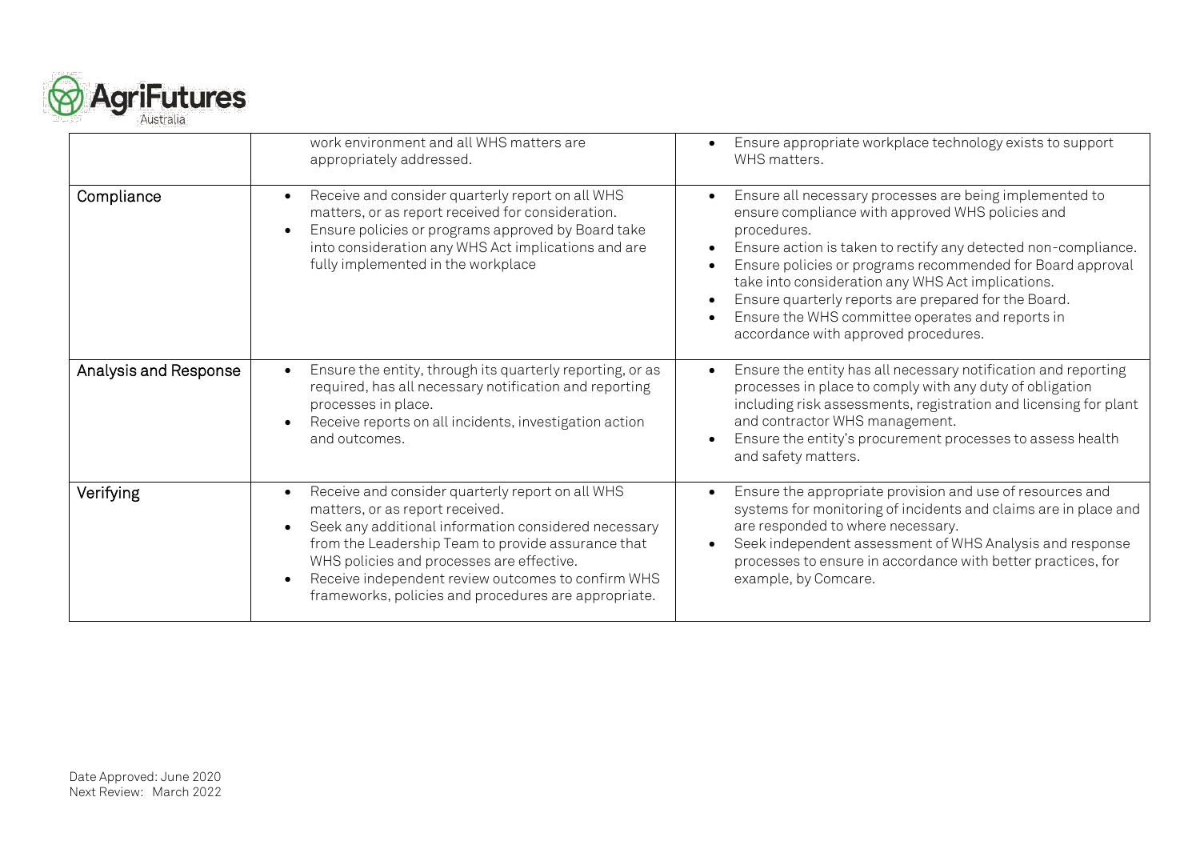| | | |
|---|---|---|
| | work environment and all WHS matters are appropriately addressed. | • Ensure appropriate workplace technology exists to support WHS matters. |
| Compliance | • Receive and consider quarterly report on all WHS matters, or as report received for consideration.<br>• Ensure policies or programs approved by Board take into consideration any WHS Act implications and are fully implemented in the workplace | • Ensure all necessary processes are being implemented to ensure compliance with approved WHS policies and procedures.<br>• Ensure action is taken to rectify any detected non-compliance.<br>• Ensure policies or programs recommended for Board approval take into consideration any WHS Act implications.<br>• Ensure quarterly reports are prepared for the Board.<br>• Ensure the WHS committee operates and reports in accordance with approved procedures. |
| Analysis and Response | • Ensure the entity, through its quarterly reporting, or as required, has all necessary notification and reporting processes in place.<br>• Receive reports on all incidents, investigation action and outcomes. | • Ensure the entity has all necessary notification and reporting processes in place to comply with any duty of obligation including risk assessments, registration and licensing for plant and contractor WHS management.<br>• Ensure the entity's procurement processes to assess health and safety matters. |
| Verifying | • Receive and consider quarterly report on all WHS matters, or as report received.<br>• Seek any additional information considered necessary from the Leadership Team to provide assurance that WHS policies and processes are effective.<br>• Receive independent review outcomes to confirm WHS frameworks, policies and procedures are appropriate. | • Ensure the appropriate provision and use of resources and systems for monitoring of incidents and claims are in place and are responded to where necessary.<br>• Seek independent assessment of WHS Analysis and response processes to ensure in accordance with better practices, for example, by Comcare. |

Date Approved: June 2020
Next Review: March 2022